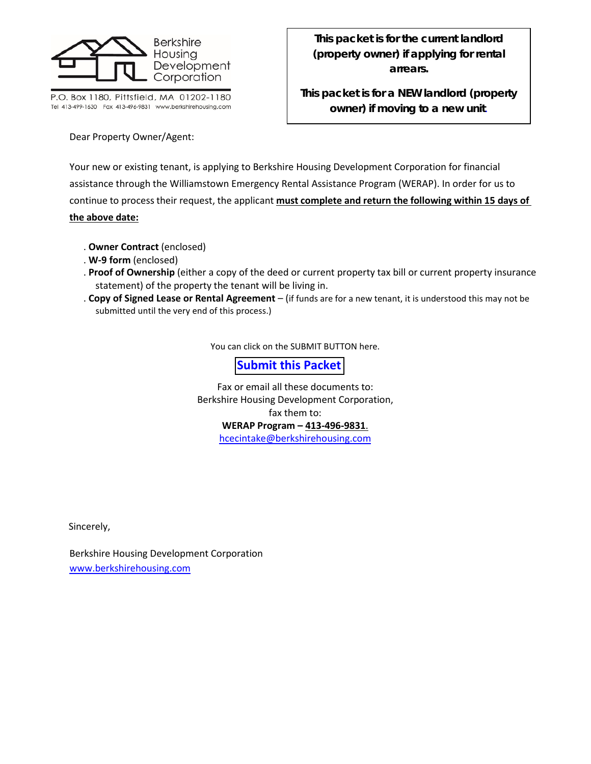Berkshire Housing Development Corporation

P.O. Box 1180, Pittsfield, MA 01202-1180
Tel 413-499-1630 Fax 413-496-9831 www.berkshirehousing.com

**This packet is for the current landlord (property owner) if applying for rental arrears.**

**This packet is for a NEW landlord (property owner) if moving to a new unit.**

Dear Property Owner/Agent:

Your new or existing tenant, is applying to Berkshire Housing Development Corporation for financial assistance through the Williamstown Emergency Rental Assistance Program (WERAP). In order for us to continue to process their request, the applicant **must complete and return the following within 15 days of the above date:**

- **Owner Contract** (enclosed)
- **W-9 form** (enclosed)
- **Proof of Ownership** (either a copy of the deed or current property tax bill or current property insurance statement) of the property the tenant will be living in.
- **Copy of Signed Lease or Rental Agreement** – (if funds are for a new tenant, it is understood this may not be submitted until the very end of this process.)

You can click on the SUBMIT BUTTON here.

**Submit this Packet**

Fax or email all these documents to:
Berkshire Housing Development Corporation,
fax them to:
**WERAP Program – 413-496-9831.**
hcecintake@berkshirehousing.com

Sincerely,

Berkshire Housing Development Corporation
www.berkshirehousing.com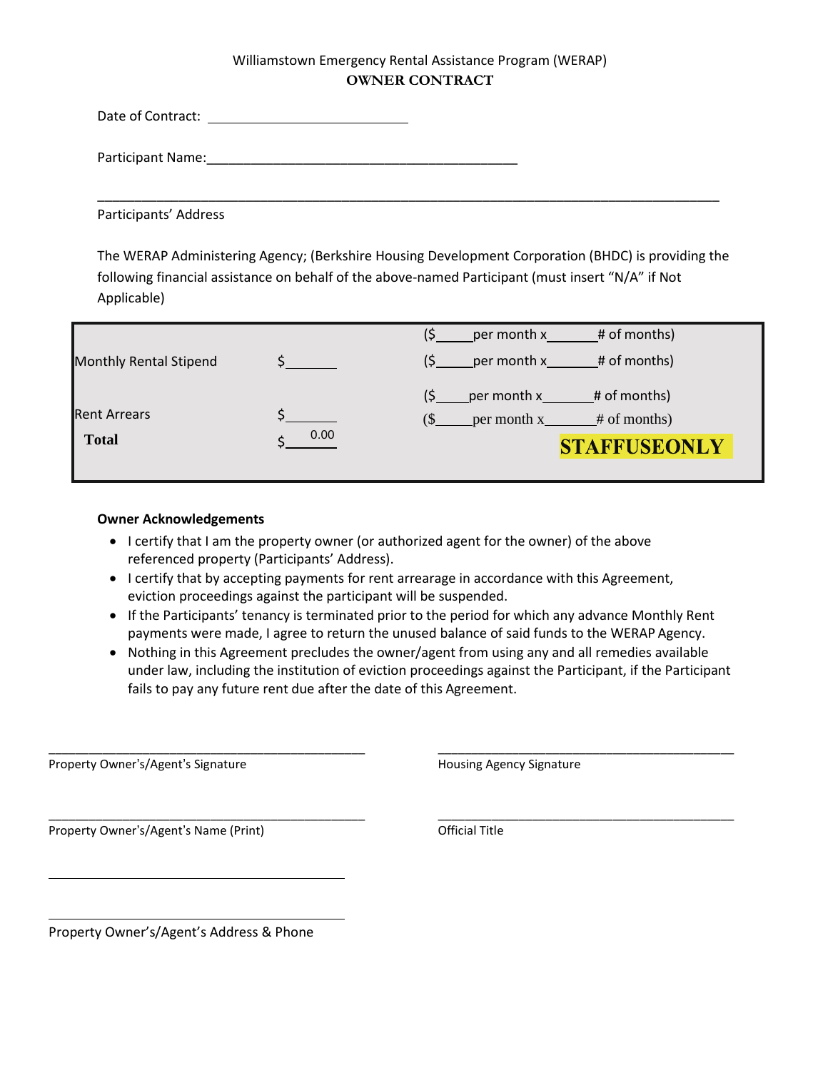Williamstown Emergency Rental Assistance Program (WERAP)

**OWNER CONTRACT**

Date of Contract: ____________________________

Participant Name:__________________________________________

____________________________________________________________________________________

Participants' Address

The WERAP Administering Agency; (Berkshire Housing Development Corporation (BHDC) is providing the following financial assistance on behalf of the above-named Participant (must insert "N/A" if Not Applicable)

| | | |
|---|---|---|
| Monthly Rental Stipend | $_______ | ($_____per month x_______# of months)<br>($_____per month x_______# of months) |
| Rent Arrears | $_______ | ($____per month x_______# of months)<br>($_____per month x_______# of months) |
| **Total** | $ 0.00 | **STAFFUSEONLY** |

**Owner Acknowledgements**

- I certify that I am the property owner (or authorized agent for the owner) of the above referenced property (Participants' Address).
- I certify that by accepting payments for rent arrearage in accordance with this Agreement, eviction proceedings against the participant will be suspended.
- If the Participants' tenancy is terminated prior to the period for which any advance Monthly Rent payments were made, I agree to return the unused balance of said funds to the WERAP Agency.
- Nothing in this Agreement precludes the owner/agent from using any and all remedies available under law, including the institution of eviction proceedings against the Participant, if the Participant fails to pay any future rent due after the date of this Agreement.

_____________________________________________

Property Owner's/Agent's Signature

_____________________________________________

Housing Agency Signature

_____________________________________________

Property Owner's/Agent's Name (Print)

_____________________________________________

Official Title

_____________________________________________

_____________________________________________

Property Owner's/Agent's Address & Phone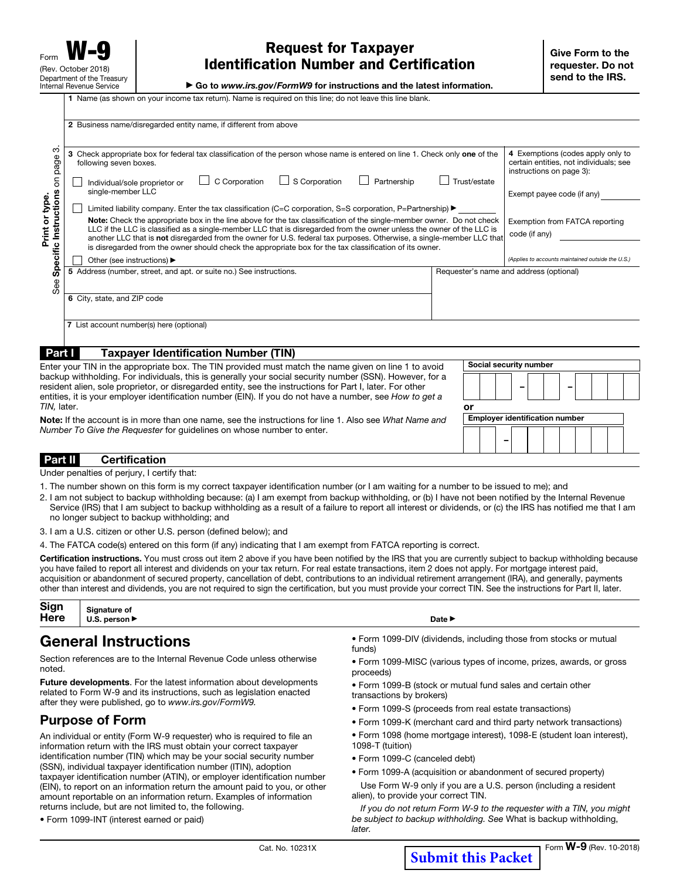Form **W-9**
(Rev. October 2018)
Department of the Treasury
Internal Revenue Service

# Request for Taxpayer Identification Number and Certification

▶ Go to *www.irs.gov/FormW9* for instructions and the latest information.

**Give Form to the requester. Do not send to the IRS.**

Print or type.
See **Specific Instructions** on page 3.

**1** Name (as shown on your income tax return). Name is required on this line; do not leave this line blank.

**2** Business name/disregarded entity name, if different from above

**3** Check appropriate box for federal tax classification of the person whose name is entered on line 1. Check only **one** of the following seven boxes.

☐ Individual/sole proprietor or single-member LLC ☐ C Corporation ☐ S Corporation ☐ Partnership ☐ Trust/estate

☐ Limited liability company. Enter the tax classification (C=C corporation, S=S corporation, P=Partnership) ▶

**Note:** Check the appropriate box in the line above for the tax classification of the single-member owner. Do not check LLC if the LLC is classified as a single-member LLC that is disregarded from the owner unless the owner of the LLC is another LLC that is **not** disregarded from the owner for U.S. federal tax purposes. Otherwise, a single-member LLC that is disregarded from the owner should check the appropriate box for the tax classification of its owner.

☐ Other (see instructions) ▶

**4** Exemptions (codes apply only to certain entities, not individuals; see instructions on page 3):

Exempt payee code (if any)

Exemption from FATCA reporting code (if any)

*(Applies to accounts maintained outside the U.S.)*

**5** Address (number, street, and apt. or suite no.) See instructions.

Requester's name and address (optional)

**6** City, state, and ZIP code

**7** List account number(s) here (optional)

## Part I Taxpayer Identification Number (TIN)

Enter your TIN in the appropriate box. The TIN provided must match the name given on line 1 to avoid backup withholding. For individuals, this is generally your social security number (SSN). However, for a resident alien, sole proprietor, or disregarded entity, see the instructions for Part I, later. For other entities, it is your employer identification number (EIN). If you do not have a number, see *How to get a TIN,* later.

**Note:** If the account is in more than one name, see the instructions for line 1. Also see *What Name and Number To Give the Requester* for guidelines on whose number to enter.

**Social security number**

| | | | | | | | | | | |
|---|---|---|---|---|---|---|---|---|---|---|
| | | | – | | | – | | | | |

**or**

**Employer identification number**

| | | | | | | | | | |
|---|---|---|---|---|---|---|---|---|---|
| | | – | | | | | | | |

## Part II Certification

Under penalties of perjury, I certify that:

1. The number shown on this form is my correct taxpayer identification number (or I am waiting for a number to be issued to me); and
2. I am not subject to backup withholding because: (a) I am exempt from backup withholding, or (b) I have not been notified by the Internal Revenue Service (IRS) that I am subject to backup withholding as a result of a failure to report all interest or dividends, or (c) the IRS has notified me that I am no longer subject to backup withholding; and
3. I am a U.S. citizen or other U.S. person (defined below); and
4. The FATCA code(s) entered on this form (if any) indicating that I am exempt from FATCA reporting is correct.

**Certification instructions.** You must cross out item 2 above if you have been notified by the IRS that you are currently subject to backup withholding because you have failed to report all interest and dividends on your tax return. For real estate transactions, item 2 does not apply. For mortgage interest paid, acquisition or abandonment of secured property, cancellation of debt, contributions to an individual retirement arrangement (IRA), and generally, payments other than interest and dividends, you are not required to sign the certification, but you must provide your correct TIN. See the instructions for Part II, later.

**Sign Here** **Signature of U.S. person ▶** **Date ▶**

# General Instructions

Section references are to the Internal Revenue Code unless otherwise noted.

**Future developments**. For the latest information about developments related to Form W-9 and its instructions, such as legislation enacted after they were published, go to *www.irs.gov/FormW9.*

## Purpose of Form

An individual or entity (Form W-9 requester) who is required to file an information return with the IRS must obtain your correct taxpayer identification number (TIN) which may be your social security number (SSN), individual taxpayer identification number (ITIN), adoption taxpayer identification number (ATIN), or employer identification number (EIN), to report on an information return the amount paid to you, or other amount reportable on an information return. Examples of information returns include, but are not limited to, the following.

- Form 1099-INT (interest earned or paid)
- Form 1099-DIV (dividends, including those from stocks or mutual funds)
- Form 1099-MISC (various types of income, prizes, awards, or gross proceeds)
- Form 1099-B (stock or mutual fund sales and certain other transactions by brokers)
- Form 1099-S (proceeds from real estate transactions)
- Form 1099-K (merchant card and third party network transactions)
- Form 1098 (home mortgage interest), 1098-E (student loan interest), 1098-T (tuition)
- Form 1099-C (canceled debt)
- Form 1099-A (acquisition or abandonment of secured property)

Use Form W-9 only if you are a U.S. person (including a resident alien), to provide your correct TIN.

*If you do not return Form W-9 to the requester with a TIN, you might be subject to backup withholding. See* What is backup withholding, *later.*

Cat. No. 10231X

**Submit this Packet**

Form **W-9** (Rev. 10-2018)